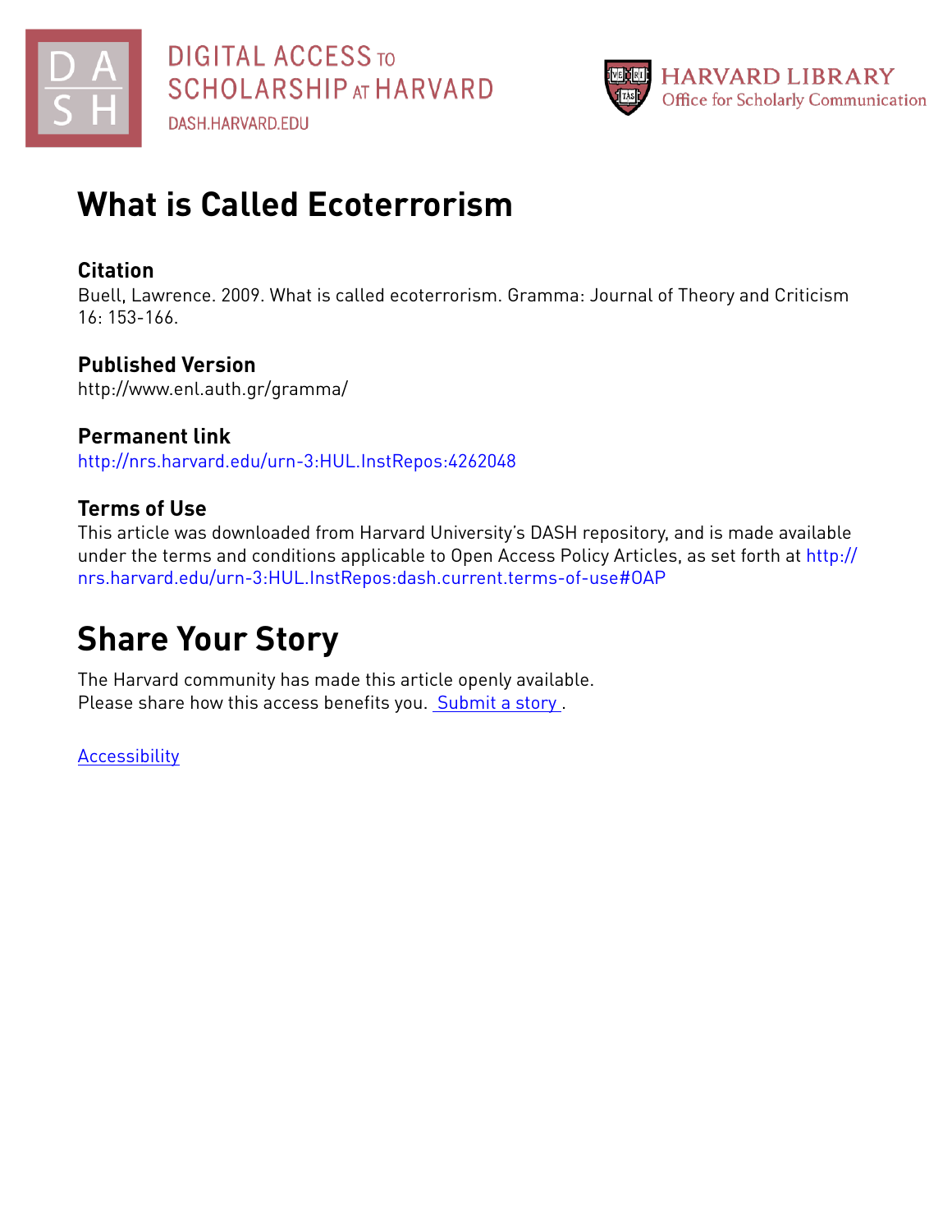DIGITAL ACCESS TO SCHOLARSHIP AT HARVARD

DASH.HARVARD.EDU

HARVARD LIBRARY
Office for Scholarly Communication

# What is Called Ecoterrorism

## Citation

Buell, Lawrence. 2009. What is called ecoterrorism. Gramma: Journal of Theory and Criticism 16: 153-166.

## Published Version

http://www.enl.auth.gr/gramma/

## Permanent link

http://nrs.harvard.edu/urn-3:HUL.InstRepos:4262048

## Terms of Use

This article was downloaded from Harvard University's DASH repository, and is made available under the terms and conditions applicable to Open Access Policy Articles, as set forth at http://nrs.harvard.edu/urn-3:HUL.InstRepos:dash.current.terms-of-use#OAP

# Share Your Story

The Harvard community has made this article openly available.
Please share how this access benefits you. Submit a story .

Accessibility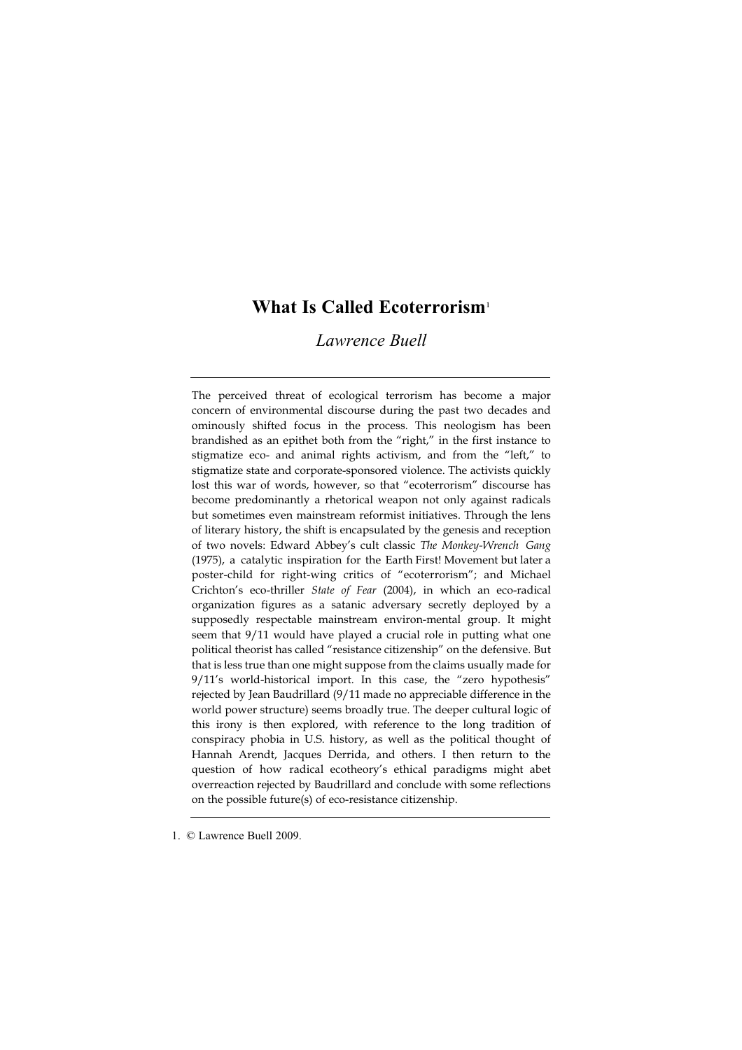# What Is Called Ecoterrorism[1]

*Lawrence Buell*

---

The perceived threat of ecological terrorism has become a major concern of environmental discourse during the past two decades and ominously shifted focus in the process. This neologism has been brandished as an epithet both from the "right," in the first instance to stigmatize eco- and animal rights activism, and from the "left," to stigmatize state and corporate-sponsored violence. The activists quickly lost this war of words, however, so that "ecoterrorism" discourse has become predominantly a rhetorical weapon not only against radicals but sometimes even mainstream reformist initiatives. Through the lens of literary history, the shift is encapsulated by the genesis and reception of two novels: Edward Abbey's cult classic *The Monkey-Wrench Gang* (1975), a catalytic inspiration for the Earth First! Movement but later a poster-child for right-wing critics of "ecoterrorism"; and Michael Crichton's eco-thriller *State of Fear* (2004), in which an eco-radical organization figures as a satanic adversary secretly deployed by a supposedly respectable mainstream environ-mental group. It might seem that 9/11 would have played a crucial role in putting what one political theorist has called "resistance citizenship" on the defensive. But that is less true than one might suppose from the claims usually made for 9/11's world-historical import. In this case, the "zero hypothesis" rejected by Jean Baudrillard (9/11 made no appreciable difference in the world power structure) seems broadly true. The deeper cultural logic of this irony is then explored, with reference to the long tradition of conspiracy phobia in U.S. history, as well as the political thought of Hannah Arendt, Jacques Derrida, and others. I then return to the question of how radical ecotheory's ethical paradigms might abet overreaction rejected by Baudrillard and conclude with some reflections on the possible future(s) of eco-resistance citizenship.

---

1. © Lawrence Buell 2009.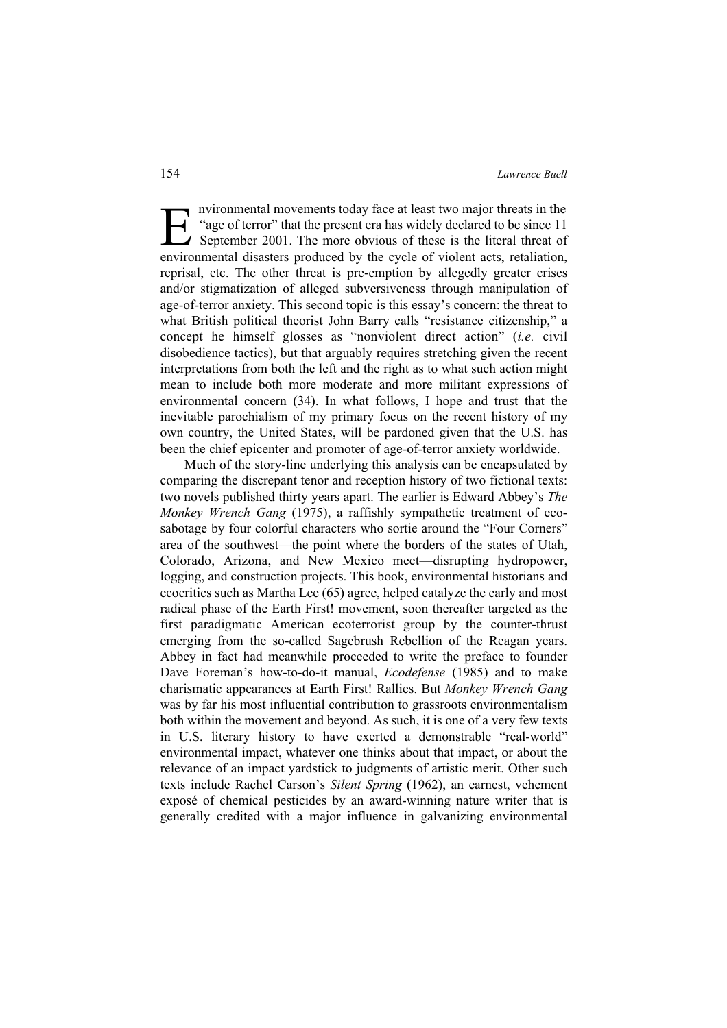Environmental movements today face at least two major threats in the "age of terror" that the present era has widely declared to be since 11 September 2001. The more obvious of these is the literal threat of environmental disasters produced by the cycle of violent acts, retaliation, reprisal, etc. The other threat is pre-emption by allegedly greater crises and/or stigmatization of alleged subversiveness through manipulation of age-of-terror anxiety. This second topic is this essay's concern: the threat to what British political theorist John Barry calls "resistance citizenship," a concept he himself glosses as "nonviolent direct action" (*i.e.* civil disobedience tactics), but that arguably requires stretching given the recent interpretations from both the left and the right as to what such action might mean to include both more moderate and more militant expressions of environmental concern (34). In what follows, I hope and trust that the inevitable parochialism of my primary focus on the recent history of my own country, the United States, will be pardoned given that the U.S. has been the chief epicenter and promoter of age-of-terror anxiety worldwide.

Much of the story-line underlying this analysis can be encapsulated by comparing the discrepant tenor and reception history of two fictional texts: two novels published thirty years apart. The earlier is Edward Abbey's *The Monkey Wrench Gang* (1975), a raffishly sympathetic treatment of eco-sabotage by four colorful characters who sortie around the "Four Corners" area of the southwest—the point where the borders of the states of Utah, Colorado, Arizona, and New Mexico meet—disrupting hydropower, logging, and construction projects. This book, environmental historians and ecocritics such as Martha Lee (65) agree, helped catalyze the early and most radical phase of the Earth First! movement, soon thereafter targeted as the first paradigmatic American ecoterrorist group by the counter-thrust emerging from the so-called Sagebrush Rebellion of the Reagan years. Abbey in fact had meanwhile proceeded to write the preface to founder Dave Foreman's how-to-do-it manual, *Ecodefense* (1985) and to make charismatic appearances at Earth First! Rallies. But *Monkey Wrench Gang* was by far his most influential contribution to grassroots environmentalism both within the movement and beyond. As such, it is one of a very few texts in U.S. literary history to have exerted a demonstrable "real-world" environmental impact, whatever one thinks about that impact, or about the relevance of an impact yardstick to judgments of artistic merit. Other such texts include Rachel Carson's *Silent Spring* (1962), an earnest, vehement exposé of chemical pesticides by an award-winning nature writer that is generally credited with a major influence in galvanizing environmental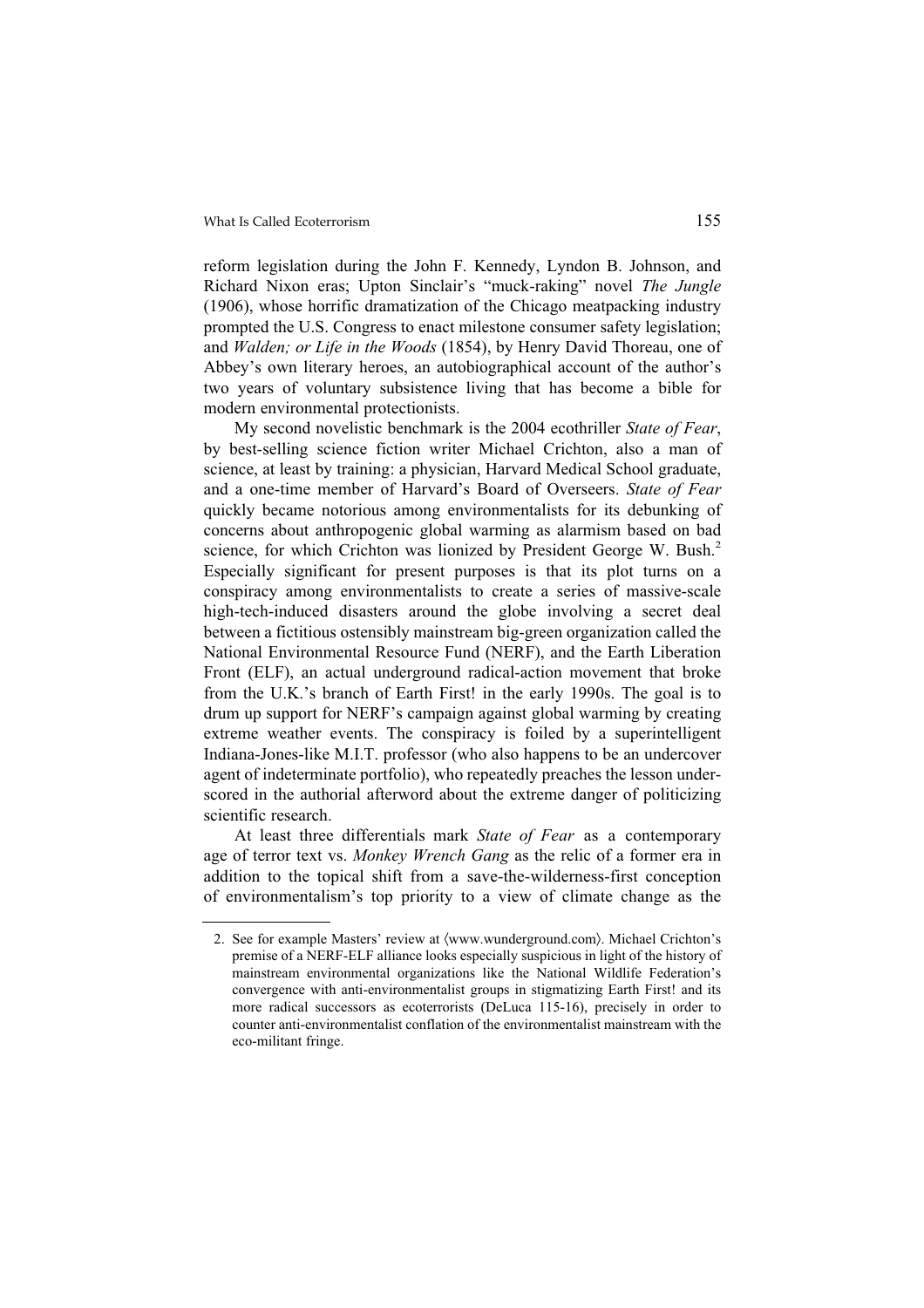reform legislation during the John F. Kennedy, Lyndon B. Johnson, and Richard Nixon eras; Upton Sinclair's "muck-raking" novel *The Jungle* (1906), whose horrific dramatization of the Chicago meatpacking industry prompted the U.S. Congress to enact milestone consumer safety legislation; and *Walden; or Life in the Woods* (1854), by Henry David Thoreau, one of Abbey's own literary heroes, an autobiographical account of the author's two years of voluntary subsistence living that has become a bible for modern environmental protectionists.

My second novelistic benchmark is the 2004 ecothriller *State of Fear*, by best-selling science fiction writer Michael Crichton, also a man of science, at least by training: a physician, Harvard Medical School graduate, and a one-time member of Harvard's Board of Overseers. *State of Fear* quickly became notorious among environmentalists for its debunking of concerns about anthropogenic global warming as alarmism based on bad science, for which Crichton was lionized by President George W. Bush.[2] Especially significant for present purposes is that its plot turns on a conspiracy among environmentalists to create a series of massive-scale high-tech-induced disasters around the globe involving a secret deal between a fictitious ostensibly mainstream big-green organization called the National Environmental Resource Fund (NERF), and the Earth Liberation Front (ELF), an actual underground radical-action movement that broke from the U.K.'s branch of Earth First! in the early 1990s. The goal is to drum up support for NERF's campaign against global warming by creating extreme weather events. The conspiracy is foiled by a superintelligent Indiana-Jones-like M.I.T. professor (who also happens to be an undercover agent of indeterminate portfolio), who repeatedly preaches the lesson underscored in the authorial afterword about the extreme danger of politicizing scientific research.

At least three differentials mark *State of Fear* as a contemporary age of terror text vs. *Monkey Wrench Gang* as the relic of a former era in addition to the topical shift from a save-the-wilderness-first conception of environmentalism's top priority to a view of climate change as the

2. See for example Masters' review at ⟨www.wunderground.com⟩. Michael Crichton's premise of a NERF-ELF alliance looks especially suspicious in light of the history of mainstream environmental organizations like the National Wildlife Federation's convergence with anti-environmentalist groups in stigmatizing Earth First! and its more radical successors as ecoterrorists (DeLuca 115-16), precisely in order to counter anti-environmentalist conflation of the environmentalist mainstream with the eco-militant fringe.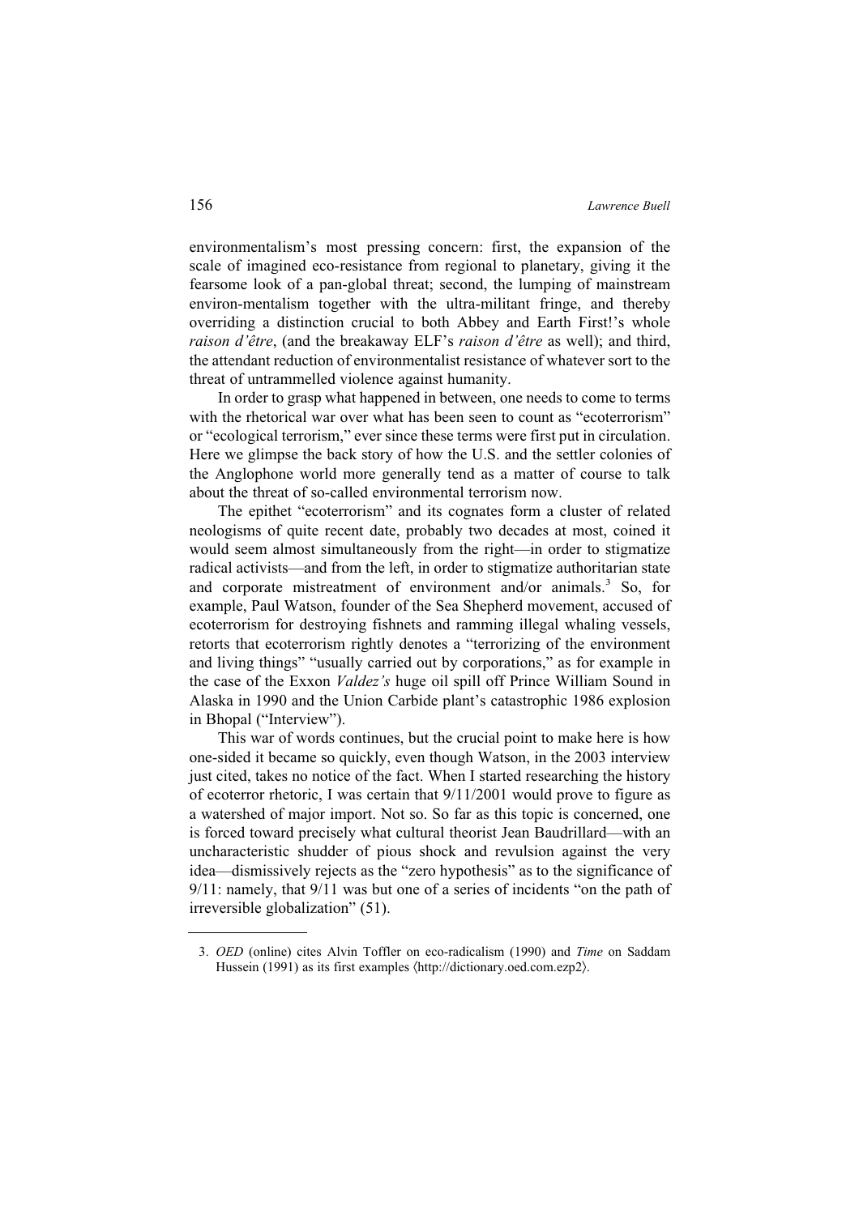environmentalism's most pressing concern: first, the expansion of the scale of imagined eco-resistance from regional to planetary, giving it the fearsome look of a pan-global threat; second, the lumping of mainstream environ-mentalism together with the ultra-militant fringe, and thereby overriding a distinction crucial to both Abbey and Earth First!'s whole *raison d'être*, (and the breakaway ELF's *raison d'être* as well); and third, the attendant reduction of environmentalist resistance of whatever sort to the threat of untrammelled violence against humanity.

In order to grasp what happened in between, one needs to come to terms with the rhetorical war over what has been seen to count as "ecoterrorism" or "ecological terrorism," ever since these terms were first put in circulation. Here we glimpse the back story of how the U.S. and the settler colonies of the Anglophone world more generally tend as a matter of course to talk about the threat of so-called environmental terrorism now.

The epithet "ecoterrorism" and its cognates form a cluster of related neologisms of quite recent date, probably two decades at most, coined it would seem almost simultaneously from the right—in order to stigmatize radical activists—and from the left, in order to stigmatize authoritarian state and corporate mistreatment of environment and/or animals.[3] So, for example, Paul Watson, founder of the Sea Shepherd movement, accused of ecoterrorism for destroying fishnets and ramming illegal whaling vessels, retorts that ecoterrorism rightly denotes a "terrorizing of the environment and living things" "usually carried out by corporations," as for example in the case of the Exxon *Valdez's* huge oil spill off Prince William Sound in Alaska in 1990 and the Union Carbide plant's catastrophic 1986 explosion in Bhopal ("Interview").

This war of words continues, but the crucial point to make here is how one-sided it became so quickly, even though Watson, in the 2003 interview just cited, takes no notice of the fact. When I started researching the history of ecoterror rhetoric, I was certain that 9/11/2001 would prove to figure as a watershed of major import. Not so. So far as this topic is concerned, one is forced toward precisely what cultural theorist Jean Baudrillard—with an uncharacteristic shudder of pious shock and revulsion against the very idea—dismissively rejects as the "zero hypothesis" as to the significance of 9/11: namely, that 9/11 was but one of a series of incidents "on the path of irreversible globalization" (51).

3. *OED* (online) cites Alvin Toffler on eco-radicalism (1990) and *Time* on Saddam Hussein (1991) as its first examples ⟨http://dictionary.oed.com.ezp2⟩.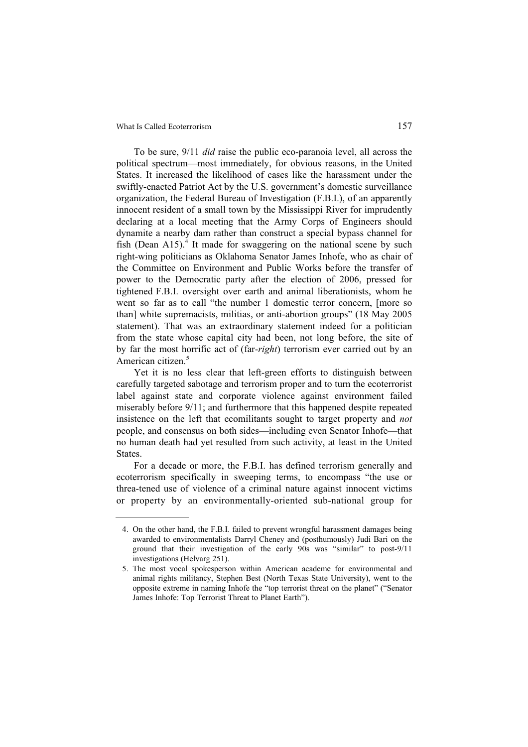To be sure, 9/11 *did* raise the public eco-paranoia level, all across the political spectrum—most immediately, for obvious reasons, in the United States. It increased the likelihood of cases like the harassment under the swiftly-enacted Patriot Act by the U.S. government's domestic surveillance organization, the Federal Bureau of Investigation (F.B.I.), of an apparently innocent resident of a small town by the Mississippi River for imprudently declaring at a local meeting that the Army Corps of Engineers should dynamite a nearby dam rather than construct a special bypass channel for fish (Dean A15).[4] It made for swaggering on the national scene by such right-wing politicians as Oklahoma Senator James Inhofe, who as chair of the Committee on Environment and Public Works before the transfer of power to the Democratic party after the election of 2006, pressed for tightened F.B.I. oversight over earth and animal liberationists, whom he went so far as to call "the number 1 domestic terror concern, [more so than] white supremacists, militias, or anti-abortion groups" (18 May 2005 statement). That was an extraordinary statement indeed for a politician from the state whose capital city had been, not long before, the site of by far the most horrific act of (far-*right*) terrorism ever carried out by an American citizen.[5]

Yet it is no less clear that left-green efforts to distinguish between carefully targeted sabotage and terrorism proper and to turn the ecoterrorist label against state and corporate violence against environment failed miserably before 9/11; and furthermore that this happened despite repeated insistence on the left that ecomilitants sought to target property and *not* people, and consensus on both sides—including even Senator Inhofe—that no human death had yet resulted from such activity, at least in the United States.

For a decade or more, the F.B.I. has defined terrorism generally and ecoterrorism specifically in sweeping terms, to encompass "the use or threa-tened use of violence of a criminal nature against innocent victims or property by an environmentally-oriented sub-national group for

---

4. On the other hand, the F.B.I. failed to prevent wrongful harassment damages being awarded to environmentalists Darryl Cheney and (posthumously) Judi Bari on the ground that their investigation of the early 90s was "similar" to post-9/11 investigations (Helvarg 251).

5. The most vocal spokesperson within American academe for environmental and animal rights militancy, Stephen Best (North Texas State University), went to the opposite extreme in naming Inhofe the "top terrorist threat on the planet" ("Senator James Inhofe: Top Terrorist Threat to Planet Earth").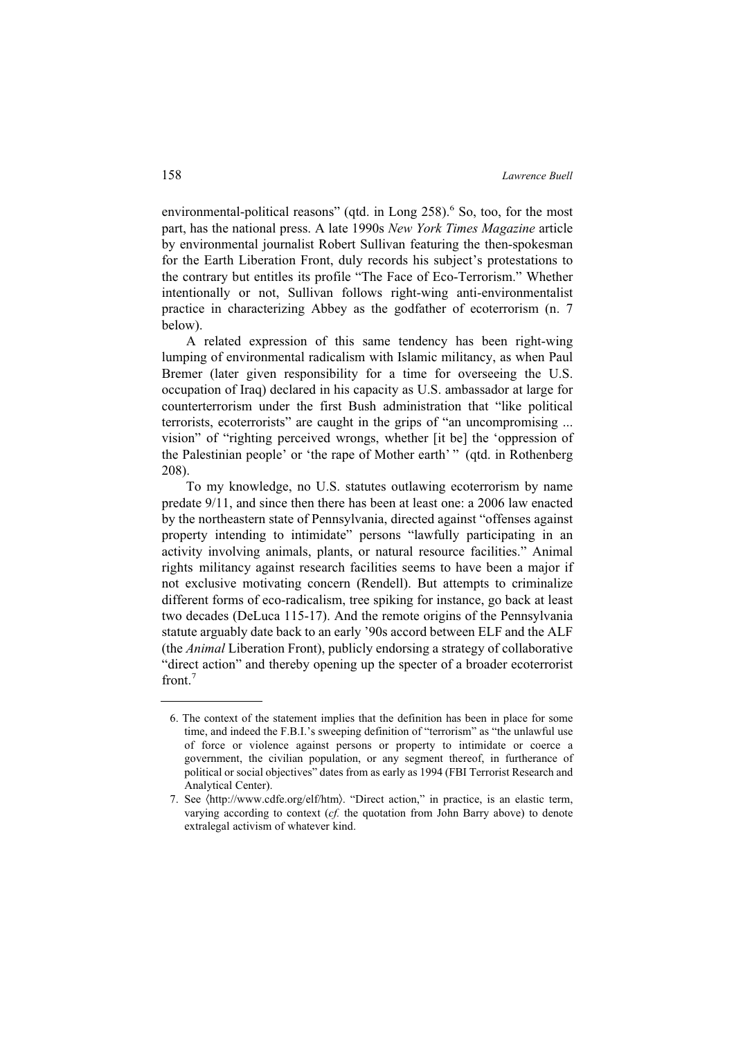environmental-political reasons" (qtd. in Long 258).[6] So, too, for the most part, has the national press. A late 1990s *New York Times Magazine* article by environmental journalist Robert Sullivan featuring the then-spokesman for the Earth Liberation Front, duly records his subject's protestations to the contrary but entitles its profile "The Face of Eco-Terrorism." Whether intentionally or not, Sullivan follows right-wing anti-environmentalist practice in characterizing Abbey as the godfather of ecoterrorism (n. 7 below).

A related expression of this same tendency has been right-wing lumping of environmental radicalism with Islamic militancy, as when Paul Bremer (later given responsibility for a time for overseeing the U.S. occupation of Iraq) declared in his capacity as U.S. ambassador at large for counterterrorism under the first Bush administration that "like political terrorists, ecoterrorists" are caught in the grips of "an uncompromising ... vision" of "righting perceived wrongs, whether [it be] the 'oppression of the Palestinian people' or 'the rape of Mother earth' " (qtd. in Rothenberg 208).

To my knowledge, no U.S. statutes outlawing ecoterrorism by name predate 9/11, and since then there has been at least one: a 2006 law enacted by the northeastern state of Pennsylvania, directed against "offenses against property intending to intimidate" persons "lawfully participating in an activity involving animals, plants, or natural resource facilities." Animal rights militancy against research facilities seems to have been a major if not exclusive motivating concern (Rendell). But attempts to criminalize different forms of eco-radicalism, tree spiking for instance, go back at least two decades (DeLuca 115-17). And the remote origins of the Pennsylvania statute arguably date back to an early '90s accord between ELF and the ALF (the *Animal* Liberation Front), publicly endorsing a strategy of collaborative "direct action" and thereby opening up the specter of a broader ecoterrorist front.[7]

---

6. The context of the statement implies that the definition has been in place for some time, and indeed the F.B.I.'s sweeping definition of "terrorism" as "the unlawful use of force or violence against persons or property to intimidate or coerce a government, the civilian population, or any segment thereof, in furtherance of political or social objectives" dates from as early as 1994 (FBI Terrorist Research and Analytical Center).

7. See ⟨http://www.cdfe.org/elf/htm⟩. "Direct action," in practice, is an elastic term, varying according to context (*cf.* the quotation from John Barry above) to denote extralegal activism of whatever kind.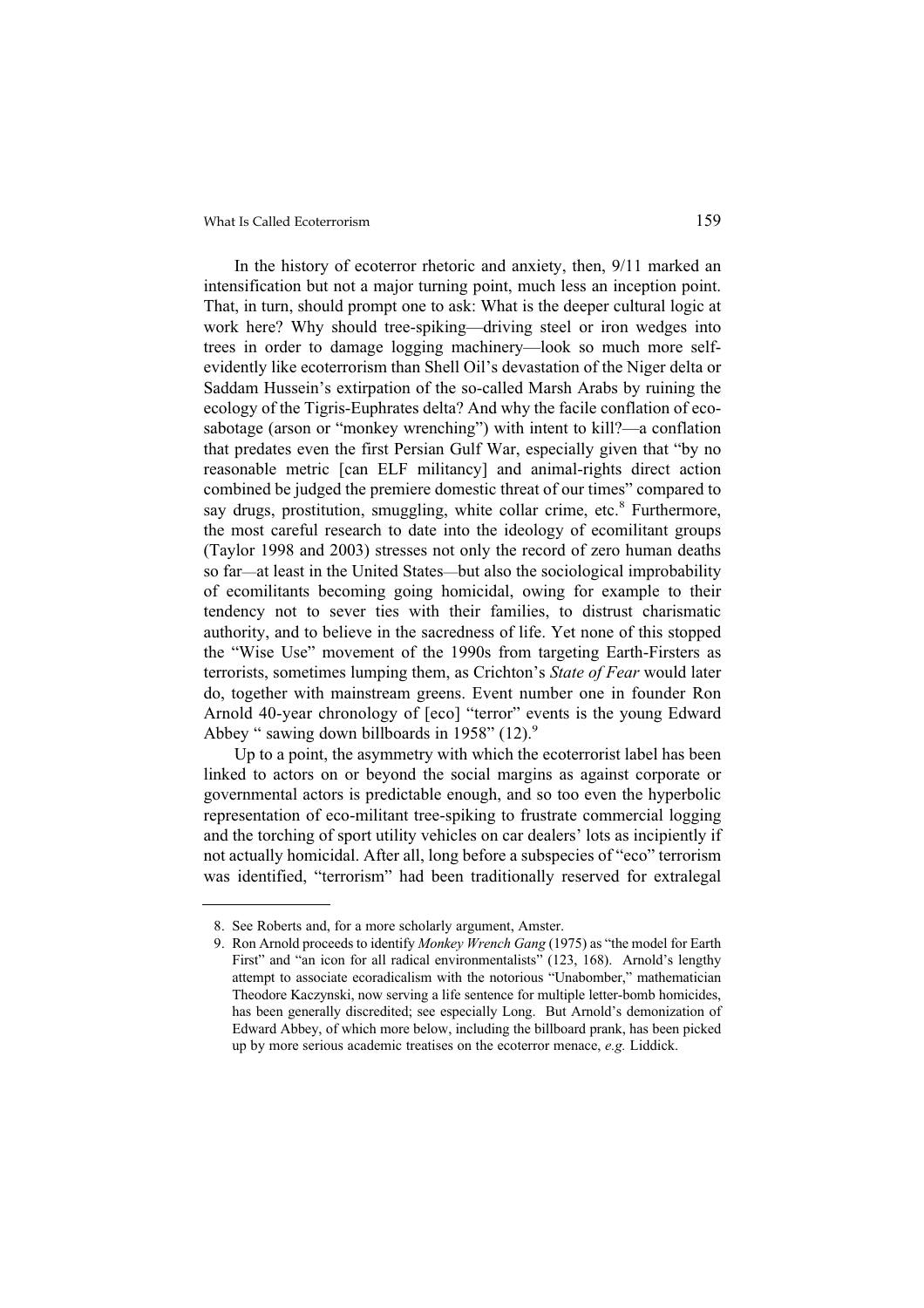In the history of ecoterror rhetoric and anxiety, then, 9/11 marked an intensification but not a major turning point, much less an inception point. That, in turn, should prompt one to ask: What is the deeper cultural logic at work here? Why should tree-spiking—driving steel or iron wedges into trees in order to damage logging machinery—look so much more self-evidently like ecoterrorism than Shell Oil's devastation of the Niger delta or Saddam Hussein's extirpation of the so-called Marsh Arabs by ruining the ecology of the Tigris-Euphrates delta? And why the facile conflation of eco-sabotage (arson or "monkey wrenching") with intent to kill?—a conflation that predates even the first Persian Gulf War, especially given that "by no reasonable metric [can ELF militancy] and animal-rights direct action combined be judged the premiere domestic threat of our times" compared to say drugs, prostitution, smuggling, white collar crime, etc.[8] Furthermore, the most careful research to date into the ideology of ecomilitant groups (Taylor 1998 and 2003) stresses not only the record of zero human deaths so far—at least in the United States—but also the sociological improbability of ecomilitants becoming going homicidal, owing for example to their tendency not to sever ties with their families, to distrust charismatic authority, and to believe in the sacredness of life. Yet none of this stopped the "Wise Use" movement of the 1990s from targeting Earth-Firsters as terrorists, sometimes lumping them, as Crichton's *State of Fear* would later do, together with mainstream greens. Event number one in founder Ron Arnold 40-year chronology of [eco] "terror" events is the young Edward Abbey " sawing down billboards in 1958" (12).[9]

Up to a point, the asymmetry with which the ecoterrorist label has been linked to actors on or beyond the social margins as against corporate or governmental actors is predictable enough, and so too even the hyperbolic representation of eco-militant tree-spiking to frustrate commercial logging and the torching of sport utility vehicles on car dealers' lots as incipiently if not actually homicidal. After all, long before a subspecies of "eco" terrorism was identified, "terrorism" had been traditionally reserved for extralegal

---

8. See Roberts and, for a more scholarly argument, Amster.
9. Ron Arnold proceeds to identify *Monkey Wrench Gang* (1975) as "the model for Earth First" and "an icon for all radical environmentalists" (123, 168). Arnold's lengthy attempt to associate ecoradicalism with the notorious "Unabomber," mathematician Theodore Kaczynski, now serving a life sentence for multiple letter-bomb homicides, has been generally discredited; see especially Long. But Arnold's demonization of Edward Abbey, of which more below, including the billboard prank, has been picked up by more serious academic treatises on the ecoterror menace, *e.g.* Liddick.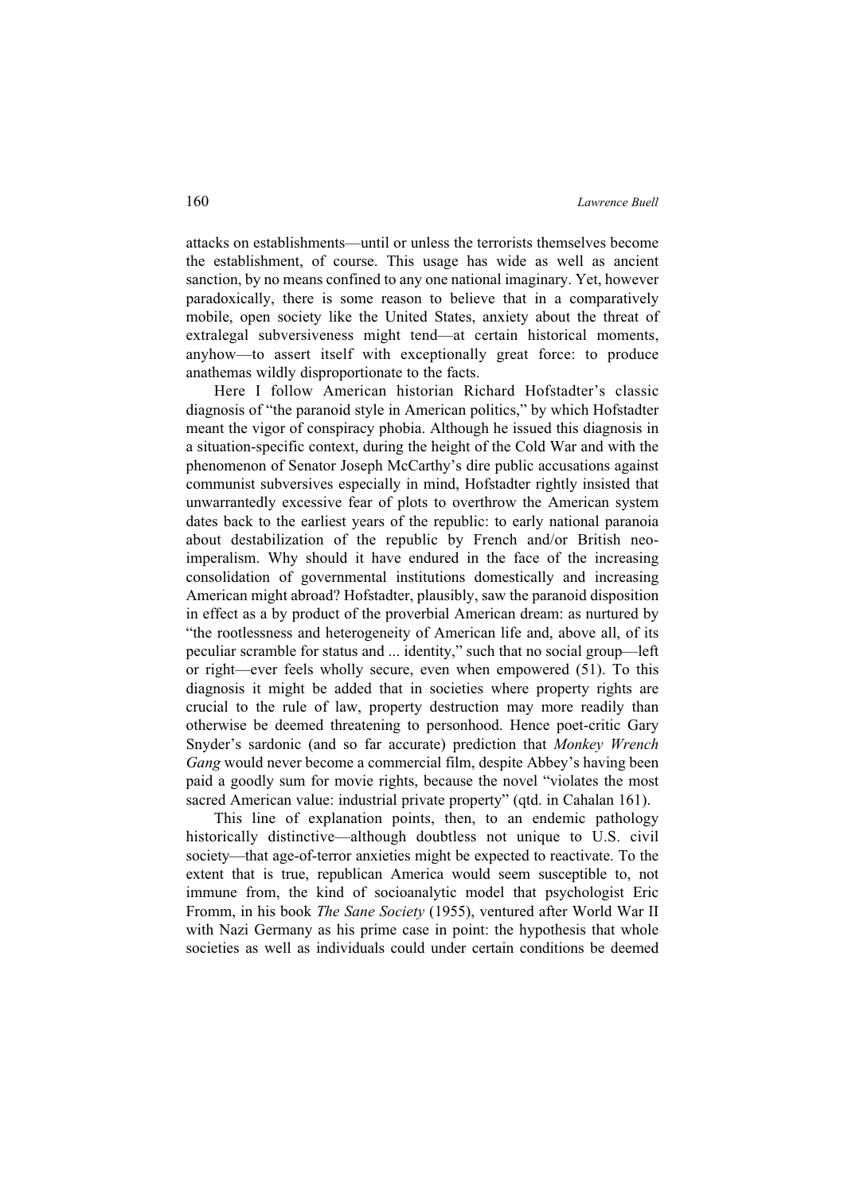attacks on establishments—until or unless the terrorists themselves become the establishment, of course. This usage has wide as well as ancient sanction, by no means confined to any one national imaginary. Yet, however paradoxically, there is some reason to believe that in a comparatively mobile, open society like the United States, anxiety about the threat of extralegal subversiveness might tend—at certain historical moments, anyhow—to assert itself with exceptionally great force: to produce anathemas wildly disproportionate to the facts.

Here I follow American historian Richard Hofstadter's classic diagnosis of "the paranoid style in American politics," by which Hofstadter meant the vigor of conspiracy phobia. Although he issued this diagnosis in a situation-specific context, during the height of the Cold War and with the phenomenon of Senator Joseph McCarthy's dire public accusations against communist subversives especially in mind, Hofstadter rightly insisted that unwarrantedly excessive fear of plots to overthrow the American system dates back to the earliest years of the republic: to early national paranoia about destabilization of the republic by French and/or British neo-imperialism. Why should it have endured in the face of the increasing consolidation of governmental institutions domestically and increasing American might abroad? Hofstadter, plausibly, saw the paranoid disposition in effect as a by product of the proverbial American dream: as nurtured by "the rootlessness and heterogeneity of American life and, above all, of its peculiar scramble for status and ... identity," such that no social group—left or right—ever feels wholly secure, even when empowered (51). To this diagnosis it might be added that in societies where property rights are crucial to the rule of law, property destruction may more readily than otherwise be deemed threatening to personhood. Hence poet-critic Gary Snyder's sardonic (and so far accurate) prediction that *Monkey Wrench Gang* would never become a commercial film, despite Abbey's having been paid a goodly sum for movie rights, because the novel "violates the most sacred American value: industrial private property" (qtd. in Cahalan 161).

This line of explanation points, then, to an endemic pathology historically distinctive—although doubtless not unique to U.S. civil society—that age-of-terror anxieties might be expected to reactivate. To the extent that is true, republican America would seem susceptible to, not immune from, the kind of socioanalytic model that psychologist Eric Fromm, in his book *The Sane Society* (1955), ventured after World War II with Nazi Germany as his prime case in point: the hypothesis that whole societies as well as individuals could under certain conditions be deemed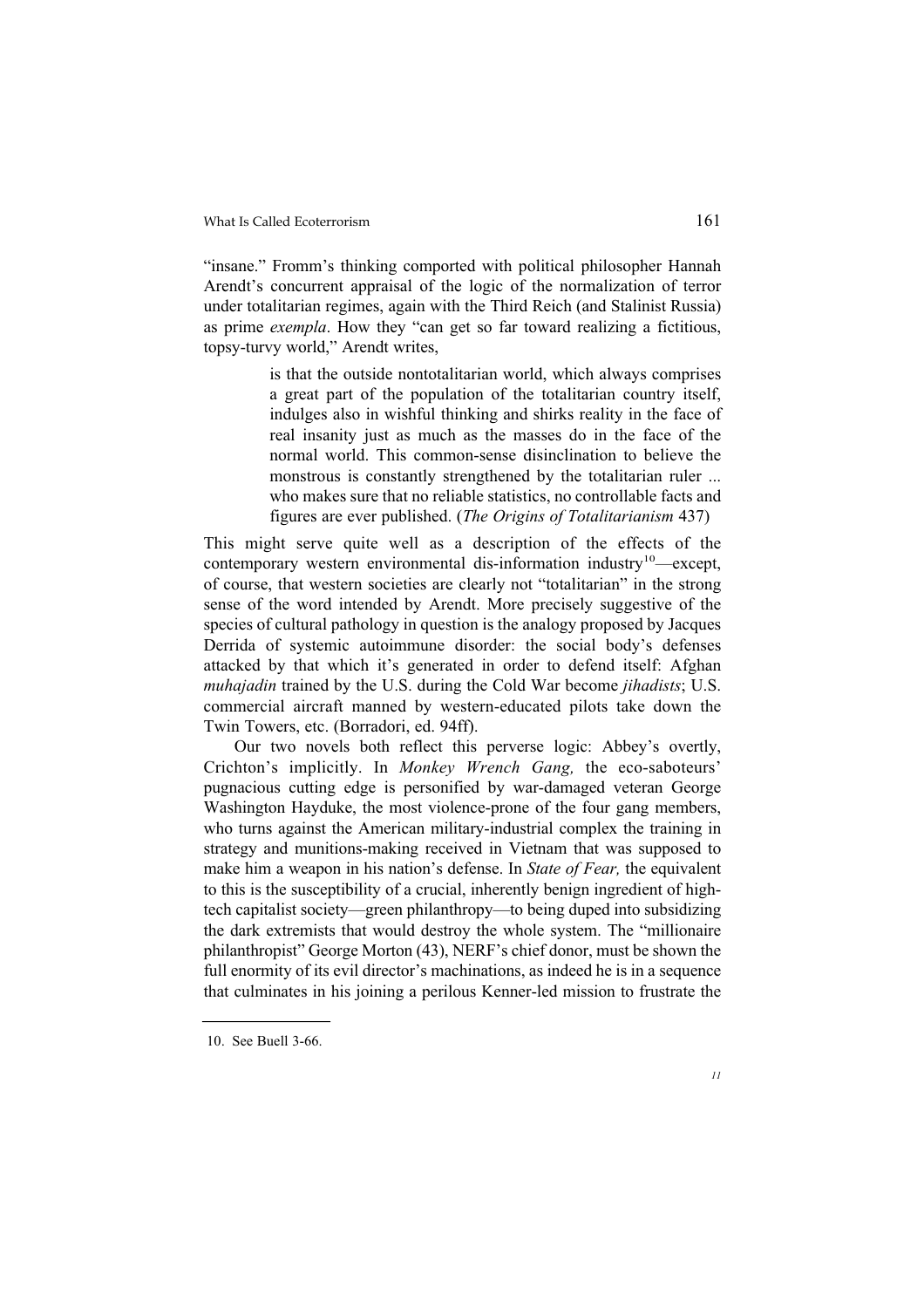"insane." Fromm's thinking comported with political philosopher Hannah Arendt's concurrent appraisal of the logic of the normalization of terror under totalitarian regimes, again with the Third Reich (and Stalinist Russia) as prime *exempla*. How they "can get so far toward realizing a fictitious, topsy-turvy world," Arendt writes,

> is that the outside nontotalitarian world, which always comprises a great part of the population of the totalitarian country itself, indulges also in wishful thinking and shirks reality in the face of real insanity just as much as the masses do in the face of the normal world. This common-sense disinclination to believe the monstrous is constantly strengthened by the totalitarian ruler ... who makes sure that no reliable statistics, no controllable facts and figures are ever published. (*The Origins of Totalitarianism* 437)

This might serve quite well as a description of the effects of the contemporary western environmental dis-information industry[10]—except, of course, that western societies are clearly not "totalitarian" in the strong sense of the word intended by Arendt. More precisely suggestive of the species of cultural pathology in question is the analogy proposed by Jacques Derrida of systemic autoimmune disorder: the social body's defenses attacked by that which it's generated in order to defend itself: Afghan *muhajadin* trained by the U.S. during the Cold War become *jihadists*; U.S. commercial aircraft manned by western-educated pilots take down the Twin Towers, etc. (Borradori, ed. 94ff).

Our two novels both reflect this perverse logic: Abbey's overtly, Crichton's implicitly. In *Monkey Wrench Gang,* the eco-saboteurs' pugnacious cutting edge is personified by war-damaged veteran George Washington Hayduke, the most violence-prone of the four gang members, who turns against the American military-industrial complex the training in strategy and munitions-making received in Vietnam that was supposed to make him a weapon in his nation's defense. In *State of Fear,* the equivalent to this is the susceptibility of a crucial, inherently benign ingredient of high-tech capitalist society—green philanthropy—to being duped into subsidizing the dark extremists that would destroy the whole system. The "millionaire philanthropist" George Morton (43), NERF's chief donor, must be shown the full enormity of its evil director's machinations, as indeed he is in a sequence that culminates in his joining a perilous Kenner-led mission to frustrate the

---

10. See Buell 3-66.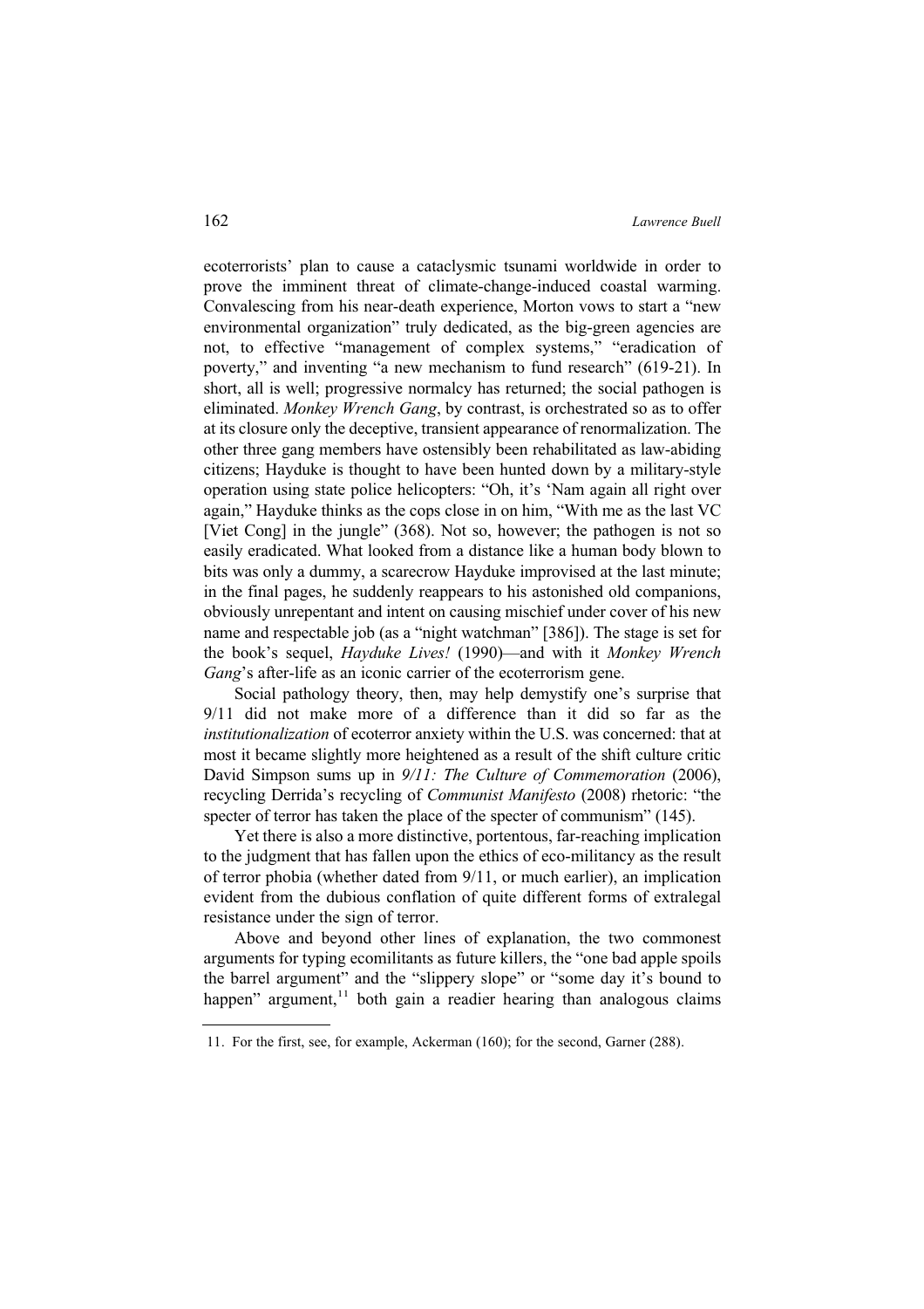ecoterrorists' plan to cause a cataclysmic tsunami worldwide in order to prove the imminent threat of climate-change-induced coastal warming. Convalescing from his near-death experience, Morton vows to start a "new environmental organization" truly dedicated, as the big-green agencies are not, to effective "management of complex systems," "eradication of poverty," and inventing "a new mechanism to fund research" (619-21). In short, all is well; progressive normalcy has returned; the social pathogen is eliminated. *Monkey Wrench Gang*, by contrast, is orchestrated so as to offer at its closure only the deceptive, transient appearance of renormalization. The other three gang members have ostensibly been rehabilitated as law-abiding citizens; Hayduke is thought to have been hunted down by a military-style operation using state police helicopters: "Oh, it's 'Nam again all right over again," Hayduke thinks as the cops close in on him, "With me as the last VC [Viet Cong] in the jungle" (368). Not so, however; the pathogen is not so easily eradicated. What looked from a distance like a human body blown to bits was only a dummy, a scarecrow Hayduke improvised at the last minute; in the final pages, he suddenly reappears to his astonished old companions, obviously unrepentant and intent on causing mischief under cover of his new name and respectable job (as a "night watchman" [386]). The stage is set for the book's sequel, *Hayduke Lives!* (1990)—and with it *Monkey Wrench Gang*'s after-life as an iconic carrier of the ecoterrorism gene.

Social pathology theory, then, may help demystify one's surprise that 9/11 did not make more of a difference than it did so far as the *institutionalization* of ecoterror anxiety within the U.S. was concerned: that at most it became slightly more heightened as a result of the shift culture critic David Simpson sums up in *9/11: The Culture of Commemoration* (2006), recycling Derrida's recycling of *Communist Manifesto* (2008) rhetoric: "the specter of terror has taken the place of the specter of communism" (145).

Yet there is also a more distinctive, portentous, far-reaching implication to the judgment that has fallen upon the ethics of eco-militancy as the result of terror phobia (whether dated from 9/11, or much earlier), an implication evident from the dubious conflation of quite different forms of extralegal resistance under the sign of terror.

Above and beyond other lines of explanation, the two commonest arguments for typing ecomilitants as future killers, the "one bad apple spoils the barrel argument" and the "slippery slope" or "some day it's bound to happen" argument,[11] both gain a readier hearing than analogous claims

11. For the first, see, for example, Ackerman (160); for the second, Garner (288).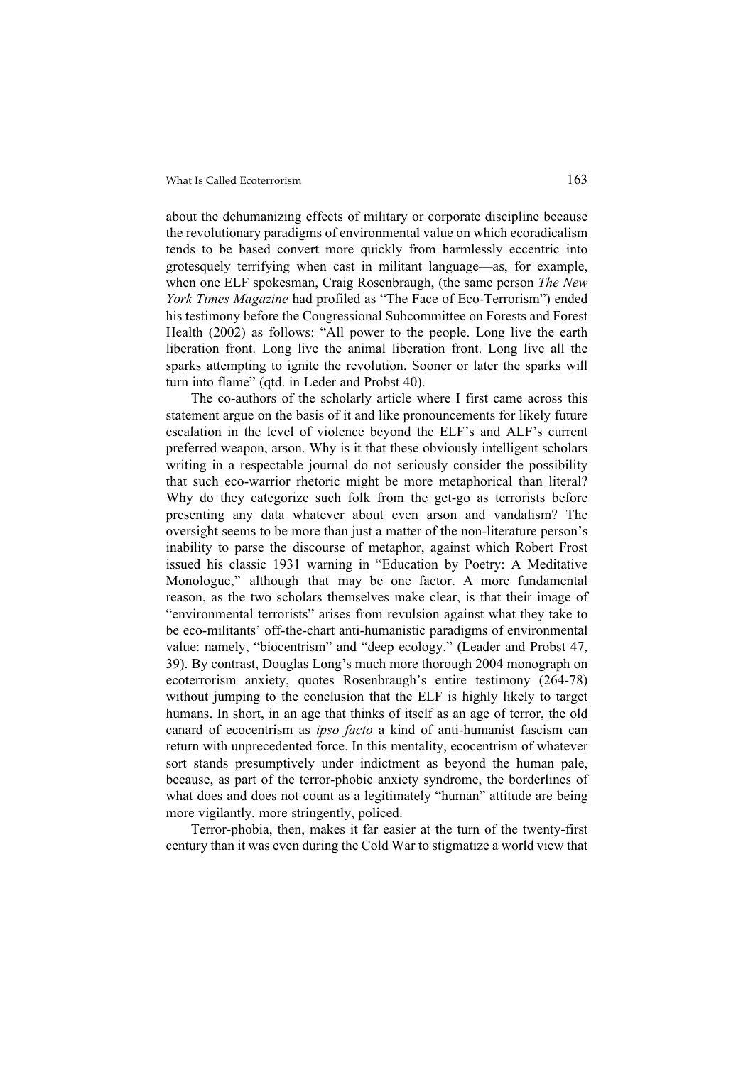about the dehumanizing effects of military or corporate discipline because the revolutionary paradigms of environmental value on which ecoradicalism tends to be based convert more quickly from harmlessly eccentric into grotesquely terrifying when cast in militant language—as, for example, when one ELF spokesman, Craig Rosenbraugh, (the same person *The New York Times Magazine* had profiled as "The Face of Eco-Terrorism") ended his testimony before the Congressional Subcommittee on Forests and Forest Health (2002) as follows: "All power to the people. Long live the earth liberation front. Long live the animal liberation front. Long live all the sparks attempting to ignite the revolution. Sooner or later the sparks will turn into flame" (qtd. in Leder and Probst 40).

The co-authors of the scholarly article where I first came across this statement argue on the basis of it and like pronouncements for likely future escalation in the level of violence beyond the ELF's and ALF's current preferred weapon, arson. Why is it that these obviously intelligent scholars writing in a respectable journal do not seriously consider the possibility that such eco-warrior rhetoric might be more metaphorical than literal? Why do they categorize such folk from the get-go as terrorists before presenting any data whatever about even arson and vandalism? The oversight seems to be more than just a matter of the non-literature person's inability to parse the discourse of metaphor, against which Robert Frost issued his classic 1931 warning in "Education by Poetry: A Meditative Monologue," although that may be one factor. A more fundamental reason, as the two scholars themselves make clear, is that their image of "environmental terrorists" arises from revulsion against what they take to be eco-militants' off-the-chart anti-humanistic paradigms of environmental value: namely, "biocentrism" and "deep ecology." (Leader and Probst 47, 39). By contrast, Douglas Long's much more thorough 2004 monograph on ecoterrorism anxiety, quotes Rosenbraugh's entire testimony (264-78) without jumping to the conclusion that the ELF is highly likely to target humans. In short, in an age that thinks of itself as an age of terror, the old canard of ecocentrism as *ipso facto* a kind of anti-humanist fascism can return with unprecedented force. In this mentality, ecocentrism of whatever sort stands presumptively under indictment as beyond the human pale, because, as part of the terror-phobic anxiety syndrome, the borderlines of what does and does not count as a legitimately "human" attitude are being more vigilantly, more stringently, policed.

Terror-phobia, then, makes it far easier at the turn of the twenty-first century than it was even during the Cold War to stigmatize a world view that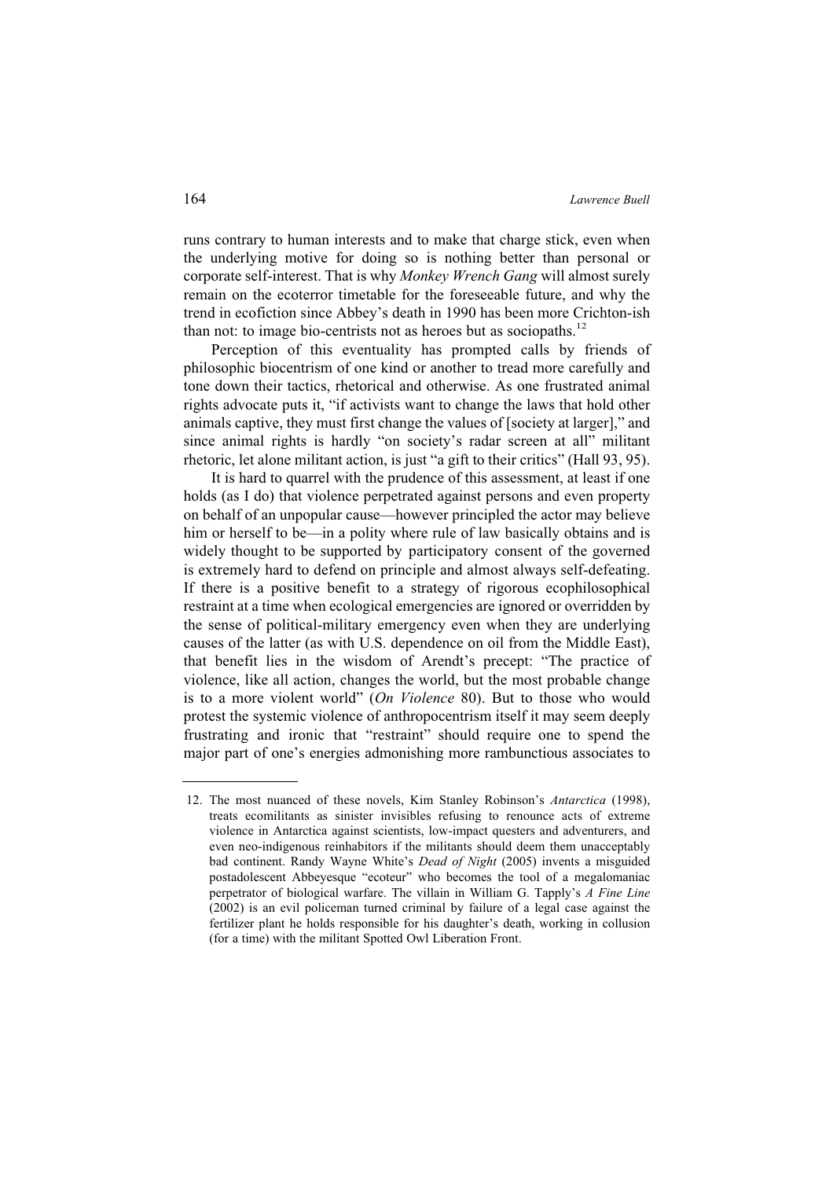runs contrary to human interests and to make that charge stick, even when the underlying motive for doing so is nothing better than personal or corporate self-interest. That is why *Monkey Wrench Gang* will almost surely remain on the ecoterror timetable for the foreseeable future, and why the trend in ecofiction since Abbey's death in 1990 has been more Crichton-ish than not: to image bio-centrists not as heroes but as sociopaths.[12]

Perception of this eventuality has prompted calls by friends of philosophic biocentrism of one kind or another to tread more carefully and tone down their tactics, rhetorical and otherwise. As one frustrated animal rights advocate puts it, "if activists want to change the laws that hold other animals captive, they must first change the values of [society at larger]," and since animal rights is hardly "on society's radar screen at all" militant rhetoric, let alone militant action, is just "a gift to their critics" (Hall 93, 95).

It is hard to quarrel with the prudence of this assessment, at least if one holds (as I do) that violence perpetrated against persons and even property on behalf of an unpopular cause—however principled the actor may believe him or herself to be—in a polity where rule of law basically obtains and is widely thought to be supported by participatory consent of the governed is extremely hard to defend on principle and almost always self-defeating. If there is a positive benefit to a strategy of rigorous ecophilosophical restraint at a time when ecological emergencies are ignored or overridden by the sense of political-military emergency even when they are underlying causes of the latter (as with U.S. dependence on oil from the Middle East), that benefit lies in the wisdom of Arendt's precept: "The practice of violence, like all action, changes the world, but the most probable change is to a more violent world" (*On Violence* 80). But to those who would protest the systemic violence of anthropocentrism itself it may seem deeply frustrating and ironic that "restraint" should require one to spend the major part of one's energies admonishing more rambunctious associates to

---

12. The most nuanced of these novels, Kim Stanley Robinson's *Antarctica* (1998), treats ecomilitants as sinister invisibles refusing to renounce acts of extreme violence in Antarctica against scientists, low-impact questers and adventurers, and even neo-indigenous reinhabitors if the militants should deem them unacceptably bad continent. Randy Wayne White's *Dead of Night* (2005) invents a misguided postadolescent Abbeyesque "ecoteur" who becomes the tool of a megalomaniac perpetrator of biological warfare. The villain in William G. Tapply's *A Fine Line* (2002) is an evil policeman turned criminal by failure of a legal case against the fertilizer plant he holds responsible for his daughter's death, working in collusion (for a time) with the militant Spotted Owl Liberation Front.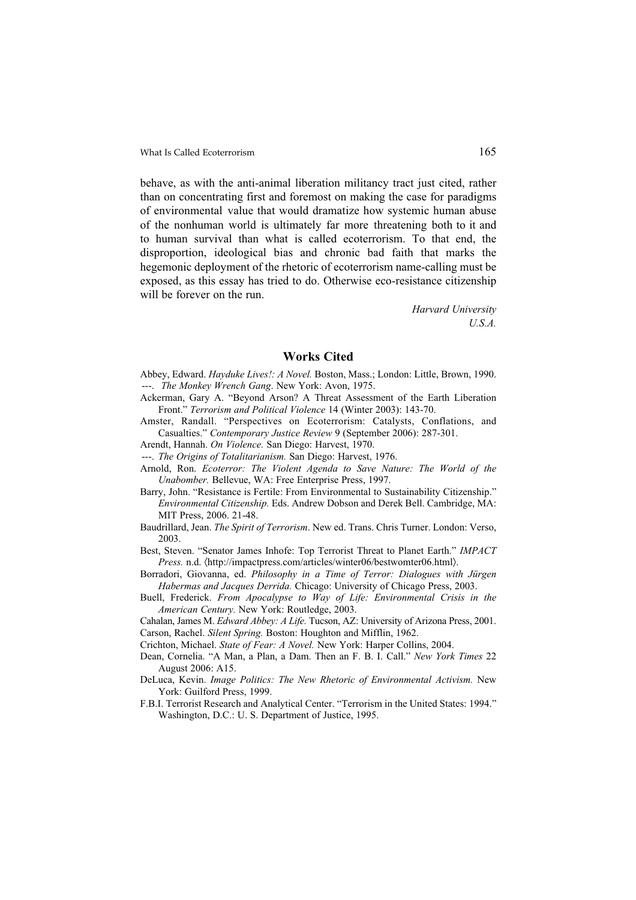behave, as with the anti-animal liberation militancy tract just cited, rather than on concentrating first and foremost on making the case for paradigms of environmental value that would dramatize how systemic human abuse of the nonhuman world is ultimately far more threatening both to it and to human survival than what is called ecoterrorism. To that end, the disproportion, ideological bias and chronic bad faith that marks the hegemonic deployment of the rhetoric of ecoterrorism name-calling must be exposed, as this essay has tried to do. Otherwise eco-resistance citizenship will be forever on the run.

*Harvard University*
*U.S.A.*

## Works Cited

Abbey, Edward. *Hayduke Lives!: A Novel.* Boston, Mass.; London: Little, Brown, 1990.

---. *The Monkey Wrench Gang*. New York: Avon, 1975.

Ackerman, Gary A. "Beyond Arson? A Threat Assessment of the Earth Liberation Front." *Terrorism and Political Violence* 14 (Winter 2003): 143-70.

Amster, Randall. "Perspectives on Ecoterrorism: Catalysts, Conflations, and Casualties." *Contemporary Justice Review* 9 (September 2006): 287-301.

Arendt, Hannah. *On Violence.* San Diego: Harvest, 1970.

---. *The Origins of Totalitarianism.* San Diego: Harvest, 1976.

Arnold, Ron. *Ecoterror: The Violent Agenda to Save Nature: The World of the Unabomber.* Bellevue, WA: Free Enterprise Press, 1997.

Barry, John. "Resistance is Fertile: From Environmental to Sustainability Citizenship." *Environmental Citizenship.* Eds. Andrew Dobson and Derek Bell. Cambridge, MA: MIT Press, 2006. 21-48.

Baudrillard, Jean. *The Spirit of Terrorism*. New ed. Trans. Chris Turner. London: Verso, 2003.

Best, Steven. "Senator James Inhofe: Top Terrorist Threat to Planet Earth." *IMPACT Press.* n.d. ⟨http://impactpress.com/articles/winter06/bestwomter06.html⟩.

Borradori, Giovanna, ed. *Philosophy in a Time of Terror: Dialogues with Jürgen Habermas and Jacques Derrida.* Chicago: University of Chicago Press, 2003.

Buell, Frederick. *From Apocalypse to Way of Life: Environmental Crisis in the American Century.* New York: Routledge, 2003.

Cahalan, James M. *Edward Abbey: A Life.* Tucson, AZ: University of Arizona Press, 2001.

Carson, Rachel. *Silent Spring.* Boston: Houghton and Mifflin, 1962.

Crichton, Michael. *State of Fear: A Novel.* New York: Harper Collins, 2004.

Dean, Cornelia. "A Man, a Plan, a Dam. Then an F. B. I. Call." *New York Times* 22 August 2006: A15.

DeLuca, Kevin. *Image Politics: The New Rhetoric of Environmental Activism.* New York: Guilford Press, 1999.

F.B.I. Terrorist Research and Analytical Center. "Terrorism in the United States: 1994." Washington, D.C.: U. S. Department of Justice, 1995.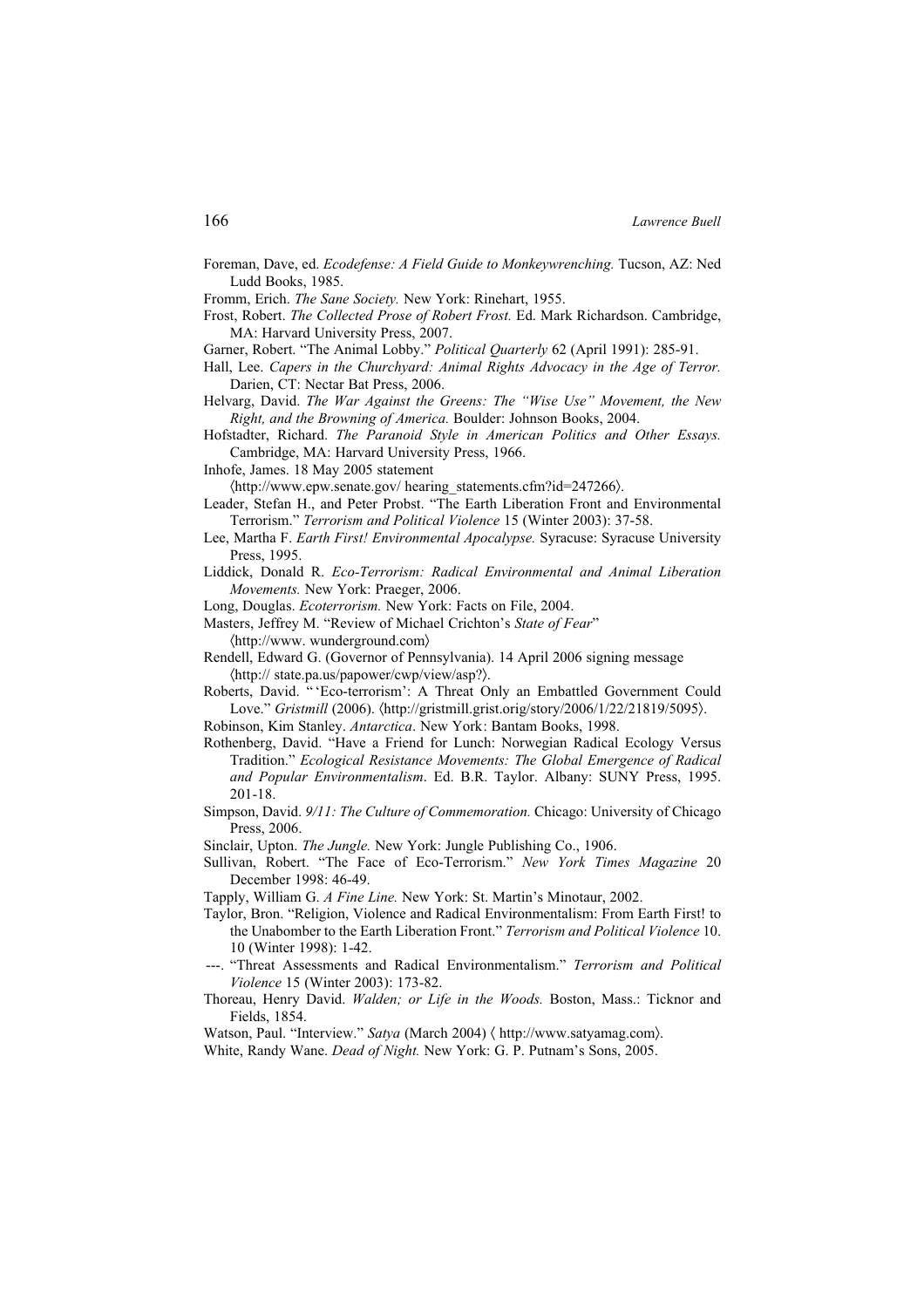Foreman, Dave, ed. *Ecodefense: A Field Guide to Monkeywrenching.* Tucson, AZ: Ned Ludd Books, 1985.

Fromm, Erich. *The Sane Society.* New York: Rinehart, 1955.

Frost, Robert. *The Collected Prose of Robert Frost.* Ed. Mark Richardson. Cambridge, MA: Harvard University Press, 2007.

Garner, Robert. "The Animal Lobby." *Political Quarterly* 62 (April 1991): 285-91.

Hall, Lee. *Capers in the Churchyard: Animal Rights Advocacy in the Age of Terror.* Darien, CT: Nectar Bat Press, 2006.

Helvarg, David. *The War Against the Greens: The "Wise Use" Movement, the New Right, and the Browning of America.* Boulder: Johnson Books, 2004.

Hofstadter, Richard. *The Paranoid Style in American Politics and Other Essays.* Cambridge, MA: Harvard University Press, 1966.

Inhofe, James. 18 May 2005 statement ⟨http://www.epw.senate.gov/ hearing_statements.cfm?id=247266⟩.

Leader, Stefan H., and Peter Probst. "The Earth Liberation Front and Environmental Terrorism." *Terrorism and Political Violence* 15 (Winter 2003): 37-58.

Lee, Martha F. *Earth First! Environmental Apocalypse.* Syracuse: Syracuse University Press, 1995.

Liddick, Donald R. *Eco-Terrorism: Radical Environmental and Animal Liberation Movements.* New York: Praeger, 2006.

Long, Douglas. *Ecoterrorism.* New York: Facts on File, 2004.

Masters, Jeffrey M. "Review of Michael Crichton's *State of Fear*" ⟨http://www. wunderground.com⟩

Rendell, Edward G. (Governor of Pennsylvania). 14 April 2006 signing message ⟨http:// state.pa.us/papower/cwp/view/asp?⟩.

Roberts, David. "'Eco-terrorism': A Threat Only an Embattled Government Could Love." *Gristmill* (2006). ⟨http://gristmill.grist.orig/story/2006/1/22/21819/5095⟩.

Robinson, Kim Stanley. *Antarctica*. New York: Bantam Books, 1998.

Rothenberg, David. "Have a Friend for Lunch: Norwegian Radical Ecology Versus Tradition." *Ecological Resistance Movements: The Global Emergence of Radical and Popular Environmentalism*. Ed. B.R. Taylor. Albany: SUNY Press, 1995. 201-18.

Simpson, David. *9/11: The Culture of Commemoration.* Chicago: University of Chicago Press, 2006.

Sinclair, Upton. *The Jungle.* New York: Jungle Publishing Co., 1906.

Sullivan, Robert. "The Face of Eco-Terrorism." *New York Times Magazine* 20 December 1998: 46-49.

Tapply, William G. *A Fine Line.* New York: St. Martin's Minotaur, 2002.

Taylor, Bron. "Religion, Violence and Radical Environmentalism: From Earth First! to the Unabomber to the Earth Liberation Front." *Terrorism and Political Violence* 10. 10 (Winter 1998): 1-42.

---. "Threat Assessments and Radical Environmentalism." *Terrorism and Political Violence* 15 (Winter 2003): 173-82.

Thoreau, Henry David. *Walden; or Life in the Woods.* Boston, Mass.: Ticknor and Fields, 1854.

Watson, Paul. "Interview." *Satya* (March 2004) ⟨ http://www.satyamag.com⟩.

White, Randy Wane. *Dead of Night.* New York: G. P. Putnam's Sons, 2005.